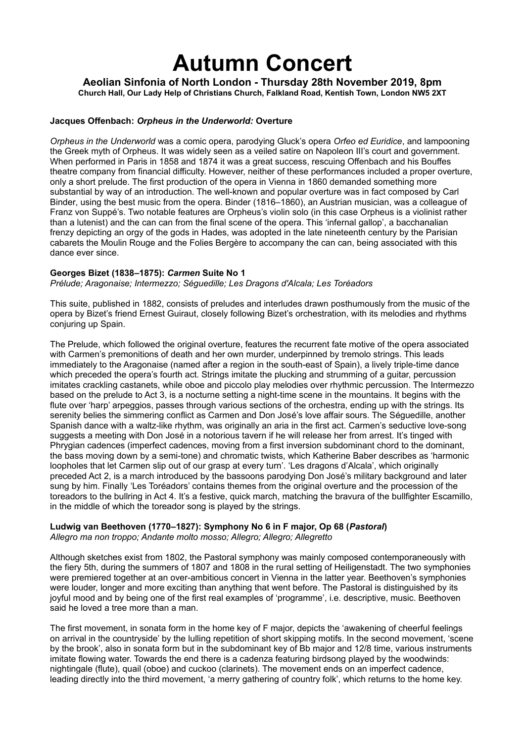# Autumn Concert

**Aeolian Sinfonia of North London - Thursday 28th November 2019, 8pm**

**Church Hall, Our Lady Help of Christians Church, Falkland Road, Kentish Town, London NW5 2XT**

### Jacques Offenbach: *Orpheus in the Underworld:* Overture

*Orpheus in the Underworld* was a comic opera, parodying Gluck's opera *Orfeo ed Euridice*, and lampooning the Greek myth of Orpheus. It was widely seen as a veiled satire on Napoleon III's court and government. When performed in Paris in 1858 and 1874 it was a great success, rescuing Offenbach and his Bouffes theatre company from financial difficulty. However, neither of these performances included a proper overture, only a short prelude. The first production of the opera in Vienna in 1860 demanded something more substantial by way of an introduction. The well-known and popular overture was in fact composed by Carl Binder, using the best music from the opera. Binder (1816–1860), an Austrian musician, was a colleague of Franz von Suppé's. Two notable features are Orpheus's violin solo (in this case Orpheus is a violinist rather than a lutenist) and the can can from the final scene of the opera. This 'infernal gallop', a bacchanalian frenzy depicting an orgy of the gods in Hades, was adopted in the late nineteenth century by the Parisian cabarets the Moulin Rouge and the Folies Bergère to accompany the can can, being associated with this dance ever since.

### Georges Bizet (1838–1875): *Carmen* Suite No 1

*Prélude; Aragonaise; Intermezzo; Séguedille; Les Dragons d'Alcala; Les Toréadors*

This suite, published in 1882, consists of preludes and interludes drawn posthumously from the music of the opera by Bizet's friend Ernest Guiraut, closely following Bizet's orchestration, with its melodies and rhythms conjuring up Spain.

The Prelude, which followed the original overture, features the recurrent fate motive of the opera associated with Carmen's premonitions of death and her own murder, underpinned by tremolo strings. This leads immediately to the Aragonaise (named after a region in the south-east of Spain), a lively triple-time dance which preceded the opera's fourth act. Strings imitate the plucking and strumming of a guitar, percussion imitates crackling castanets, while oboe and piccolo play melodies over rhythmic percussion. The Intermezzo based on the prelude to Act 3, is a nocturne setting a night-time scene in the mountains. It begins with the flute over 'harp' arpeggios, passes through various sections of the orchestra, ending up with the strings. Its serenity belies the simmering conflict as Carmen and Don José's love affair sours. The Séguedille, another Spanish dance with a waltz-like rhythm, was originally an aria in the first act. Carmen's seductive love-song suggests a meeting with Don José in a notorious tavern if he will release her from arrest. It's tinged with Phrygian cadences (imperfect cadences, moving from a first inversion subdominant chord to the dominant, the bass moving down by a semi-tone) and chromatic twists, which Katherine Baber describes as 'harmonic loopholes that let Carmen slip out of our grasp at every turn'. 'Les dragons d'Alcala', which originally preceded Act 2, is a march introduced by the bassoons parodying Don José's military background and later sung by him. Finally 'Les Toréadors' contains themes from the original overture and the procession of the toreadors to the bullring in Act 4. It's a festive, quick march, matching the bravura of the bullfighter Escamillo, in the middle of which the toreador song is played by the strings.

### Ludwig van Beethoven (1770–1827): Symphony No 6 in F major, Op 68 (*Pastoral*)

*Allegro ma non troppo; Andante molto mosso; Allegro; Allegro; Allegretto*

Although sketches exist from 1802, the Pastoral symphony was mainly composed contemporaneously with the fiery 5th, during the summers of 1807 and 1808 in the rural setting of Heiligenstadt. The two symphonies were premiered together at an over-ambitious concert in Vienna in the latter year. Beethoven's symphonies were louder, longer and more exciting than anything that went before. The Pastoral is distinguished by its joyful mood and by being one of the first real examples of 'programme', i.e. descriptive, music. Beethoven said he loved a tree more than a man.

The first movement, in sonata form in the home key of F major, depicts the 'awakening of cheerful feelings on arrival in the countryside' by the lulling repetition of short skipping motifs. In the second movement, 'scene by the brook', also in sonata form but in the subdominant key of Bb major and 12/8 time, various instruments imitate flowing water. Towards the end there is a cadenza featuring birdsong played by the woodwinds: nightingale (flute), quail (oboe) and cuckoo (clarinets). The movement ends on an imperfect cadence, leading directly into the third movement, 'a merry gathering of country folk', which returns to the home key.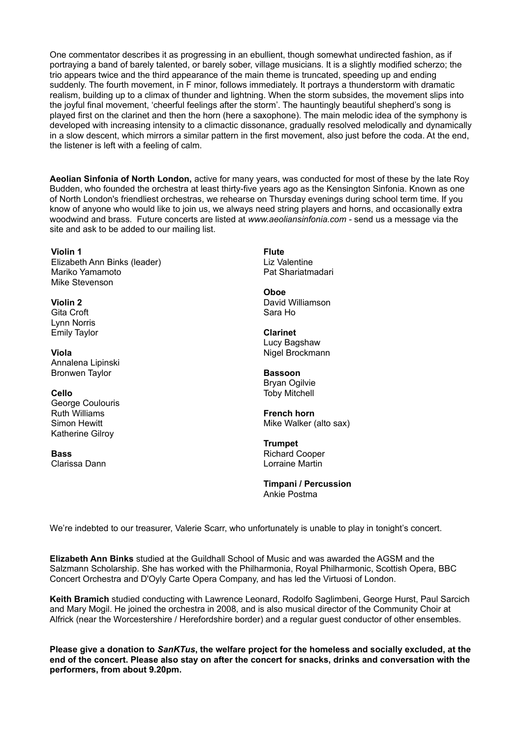One commentator describes it as progressing in an ebullient, though somewhat undirected fashion, as if portraying a band of barely talented, or barely sober, village musicians. It is a slightly modified scherzo; the trio appears twice and the third appearance of the main theme is truncated, speeding up and ending suddenly. The fourth movement, in F minor, follows immediately. It portrays a thunderstorm with dramatic realism, building up to a climax of thunder and lightning. When the storm subsides, the movement slips into the joyful final movement, 'cheerful feelings after the storm'. The hauntingly beautiful shepherd's song is played first on the clarinet and then the horn (here a saxophone). The main melodic idea of the symphony is developed with increasing intensity to a climactic dissonance, gradually resolved melodically and dynamically in a slow descent, which mirrors a similar pattern in the first movement, also just before the coda. At the end, the listener is left with a feeling of calm.

**Aeolian Sinfonia of North London,** active for many years, was conducted for most of these by the late Roy Budden, who founded the orchestra at least thirty-five years ago as the Kensington Sinfonia. Known as one of North London's friendliest orchestras, we rehearse on Thursday evenings during school term time. If you know of anyone who would like to join us, we always need string players and horns, and occasionally extra woodwind and brass. Future concerts are listed at *www.aeoliansinfonia.com* - send us a message via the site and ask to be added to our mailing list.

**Violin 1**
Elizabeth Ann Binks (leader)
Mariko Yamamoto
Mike Stevenson

**Violin 2**
Gita Croft
Lynn Norris
Emily Taylor

**Viola**
Annalena Lipinski
Bronwen Taylor

**Cello**
George Coulouris
Ruth Williams
Simon Hewitt
Katherine Gilroy

**Bass**
Clarissa Dann

**Flute**
Liz Valentine
Pat Shariatmadari

**Oboe**
David Williamson
Sara Ho

**Clarinet**
Lucy Bagshaw
Nigel Brockmann

**Bassoon**
Bryan Ogilvie
Toby Mitchell

**French horn**
Mike Walker (alto sax)

**Trumpet**
Richard Cooper
Lorraine Martin

**Timpani / Percussion**
Ankie Postma

We're indebted to our treasurer, Valerie Scarr, who unfortunately is unable to play in tonight's concert.

**Elizabeth Ann Binks** studied at the Guildhall School of Music and was awarded the AGSM and the Salzmann Scholarship. She has worked with the Philharmonia, Royal Philharmonic, Scottish Opera, BBC Concert Orchestra and D'Oyly Carte Opera Company, and has led the Virtuosi of London.

**Keith Bramich** studied conducting with Lawrence Leonard, Rodolfo Saglimbeni, George Hurst, Paul Sarcich and Mary Mogil. He joined the orchestra in 2008, and is also musical director of the Community Choir at Alfrick (near the Worcestershire / Herefordshire border) and a regular guest conductor of other ensembles.

**Please give a donation to *SanKTus*, the welfare project for the homeless and socially excluded, at the end of the concert. Please also stay on after the concert for snacks, drinks and conversation with the performers, from about 9.20pm.**